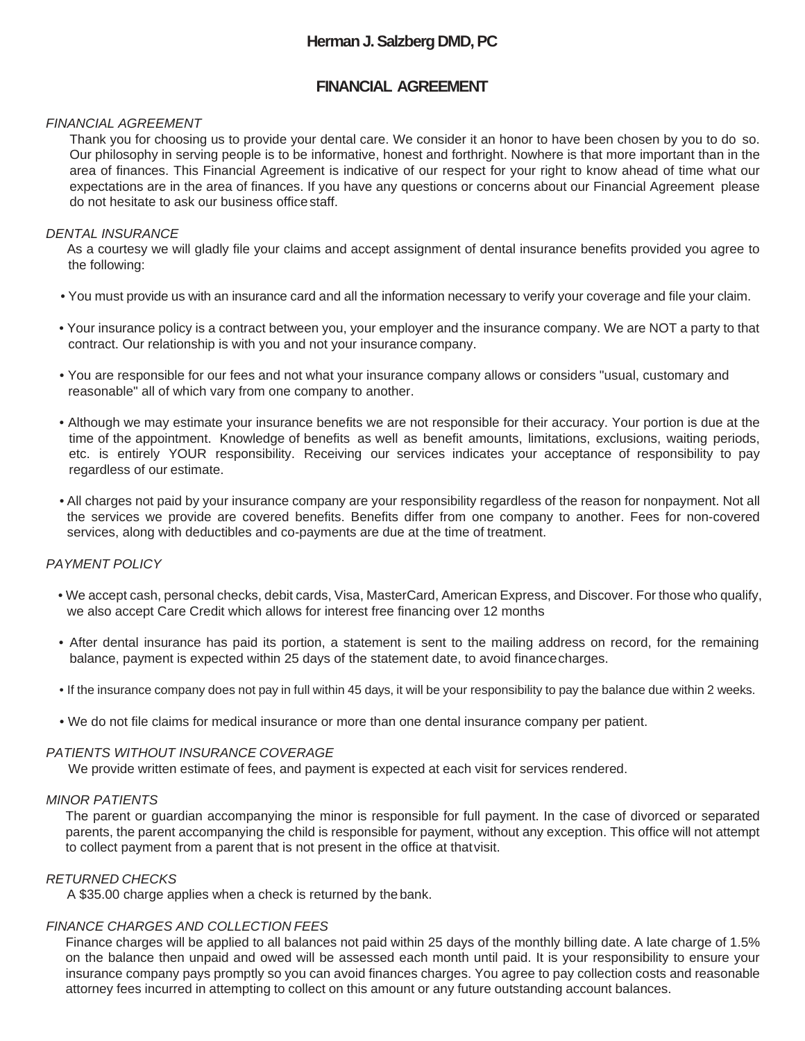# Herman J. Salzberg DMD, PC

## FINANCIAL AGREEMENT

*FINANCIAL AGREEMENT*

Thank you for choosing us to provide your dental care. We consider it an honor to have been chosen by you to do so. Our philosophy in serving people is to be informative, honest and forthright. Nowhere is that more important than in the area of finances. This Financial Agreement is indicative of our respect for your right to know ahead of time what our expectations are in the area of finances. If you have any questions or concerns about our Financial Agreement please do not hesitate to ask our business office staff.

*DENTAL INSURANCE*

As a courtesy we will gladly file your claims and accept assignment of dental insurance benefits provided you agree to the following:

- You must provide us with an insurance card and all the information necessary to verify your coverage and file your claim.
- Your insurance policy is a contract between you, your employer and the insurance company. We are NOT a party to that contract. Our relationship is with you and not your insurance company.
- You are responsible for our fees and not what your insurance company allows or considers "usual, customary and reasonable" all of which vary from one company to another.
- Although we may estimate your insurance benefits we are not responsible for their accuracy. Your portion is due at the time of the appointment. Knowledge of benefits as well as benefit amounts, limitations, exclusions, waiting periods, etc. is entirely YOUR responsibility. Receiving our services indicates your acceptance of responsibility to pay regardless of our estimate.
- All charges not paid by your insurance company are your responsibility regardless of the reason for nonpayment. Not all the services we provide are covered benefits. Benefits differ from one company to another. Fees for non-covered services, along with deductibles and co-payments are due at the time of treatment.

*PAYMENT POLICY*

- We accept cash, personal checks, debit cards, Visa, MasterCard, American Express, and Discover. For those who qualify, we also accept Care Credit which allows for interest free financing over 12 months
- After dental insurance has paid its portion, a statement is sent to the mailing address on record, for the remaining balance, payment is expected within 25 days of the statement date, to avoid finance charges.
- If the insurance company does not pay in full within 45 days, it will be your responsibility to pay the balance due within 2 weeks.
- We do not file claims for medical insurance or more than one dental insurance company per patient.

*PATIENTS WITHOUT INSURANCE COVERAGE*

We provide written estimate of fees, and payment is expected at each visit for services rendered.

*MINOR PATIENTS*

The parent or guardian accompanying the minor is responsible for full payment. In the case of divorced or separated parents, the parent accompanying the child is responsible for payment, without any exception. This office will not attempt to collect payment from a parent that is not present in the office at that visit.

*RETURNED CHECKS*

A $35.00 charge applies when a check is returned by the bank.

*FINANCE CHARGES AND COLLECTION FEES*

Finance charges will be applied to all balances not paid within 25 days of the monthly billing date. A late charge of 1.5% on the balance then unpaid and owed will be assessed each month until paid. It is your responsibility to ensure your insurance company pays promptly so you can avoid finances charges. You agree to pay collection costs and reasonable attorney fees incurred in attempting to collect on this amount or any future outstanding account balances.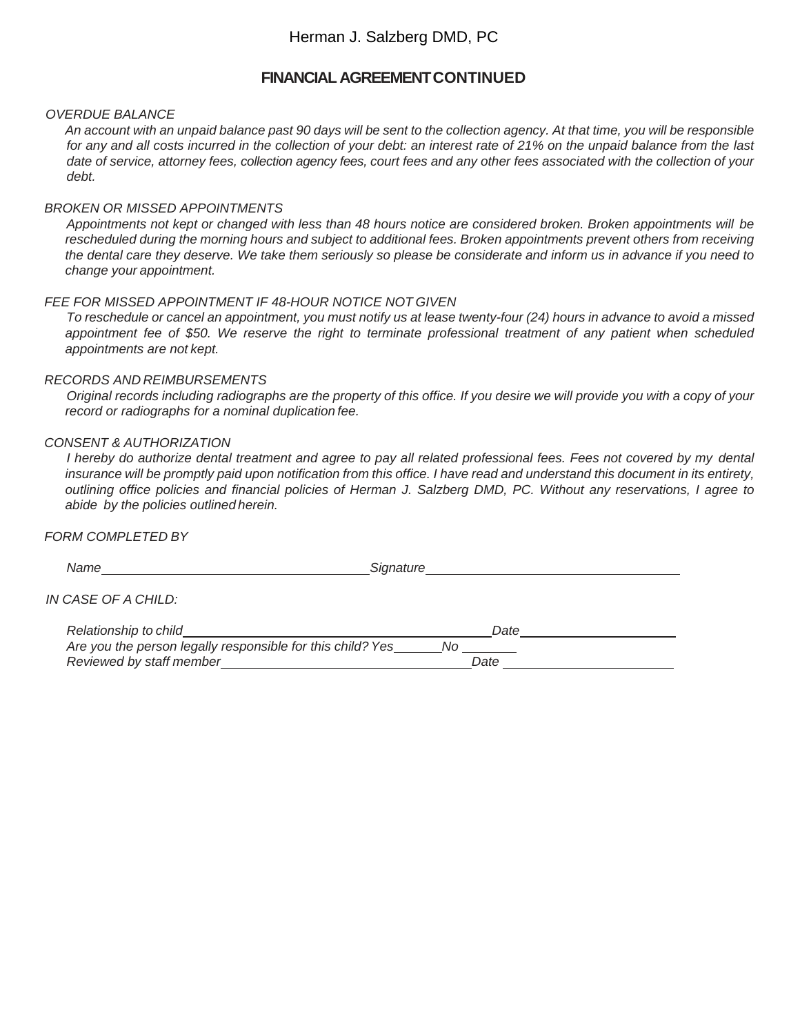Herman J. Salzberg DMD, PC

## FINANCIAL AGREEMENT CONTINUED

*OVERDUE BALANCE*

*An account with an unpaid balance past 90 days will be sent to the collection agency. At that time, you will be responsible for any and all costs incurred in the collection of your debt: an interest rate of 21% on the unpaid balance from the last date of service, attorney fees, collection agency fees, court fees and any other fees associated with the collection of your debt.*

*BROKEN OR MISSED APPOINTMENTS*

*Appointments not kept or changed with less than 48 hours notice are considered broken. Broken appointments will be rescheduled during the morning hours and subject to additional fees. Broken appointments prevent others from receiving the dental care they deserve. We take them seriously so please be considerate and inform us in advance if you need to change your appointment.*

*FEE FOR MISSED APPOINTMENT IF 48-HOUR NOTICE NOT GIVEN*

*To reschedule or cancel an appointment, you must notify us at lease twenty-four (24) hours in advance to avoid a missed appointment fee of $50. We reserve the right to terminate professional treatment of any patient when scheduled appointments are not kept.*

*RECORDS AND REIMBURSEMENTS*

*Original records including radiographs are the property of this office. If you desire we will provide you with a copy of your record or radiographs for a nominal duplication fee.*

*CONSENT & AUTHORIZATION*

*I hereby do authorize dental treatment and agree to pay all related professional fees. Fees not covered by my dental insurance will be promptly paid upon notification from this office. I have read and understand this document in its entirety, outlining office policies and financial policies of Herman J. Salzberg DMD, PC. Without any reservations, I agree to abide by the policies outlined herein.*

*FORM COMPLETED BY*

*Name* ______________________ *Signature* ______________________

*IN CASE OF A CHILD:*

*Relationship to child* ______________________ *Date* ______________

*Are you the person legally responsible for this child? Yes* ______ *No* ______

*Reviewed by staff member* ______________________ *Date* ______________